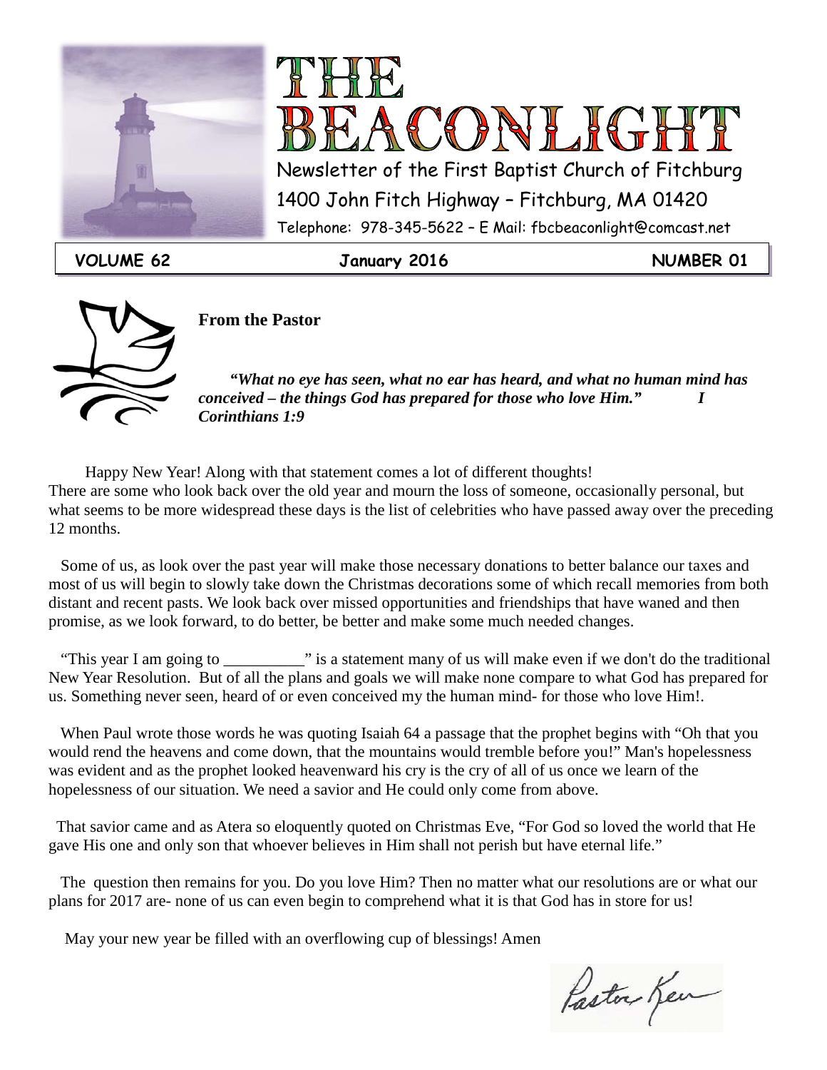# THE BEACONLIGHT

Newsletter of the First Baptist Church of Fitchburg

1400 John Fitch Highway – Fitchburg, MA 01420

Telephone: 978-345-5622 – E Mail: fbcbeaconlight@comcast.net

**VOLUME 62** | **January 2016** | **NUMBER 01**

## From the Pastor

***"What no eye has seen, what no ear has heard, and what no human mind has conceived – the things God has prepared for those who love Him." I Corinthians 1:9***

Happy New Year! Along with that statement comes a lot of different thoughts! There are some who look back over the old year and mourn the loss of someone, occasionally personal, but what seems to be more widespread these days is the list of celebrities who have passed away over the preceding 12 months.

Some of us, as look over the past year will make those necessary donations to better balance our taxes and most of us will begin to slowly take down the Christmas decorations some of which recall memories from both distant and recent pasts. We look back over missed opportunities and friendships that have waned and then promise, as we look forward, to do better, be better and make some much needed changes.

"This year I am going to __________" is a statement many of us will make even if we don't do the traditional New Year Resolution. But of all the plans and goals we will make none compare to what God has prepared for us. Something never seen, heard of or even conceived my the human mind- for those who love Him!.

When Paul wrote those words he was quoting Isaiah 64 a passage that the prophet begins with "Oh that you would rend the heavens and come down, that the mountains would tremble before you!" Man's hopelessness was evident and as the prophet looked heavenward his cry is the cry of all of us once we learn of the hopelessness of our situation. We need a savior and He could only come from above.

That savior came and as Atera so eloquently quoted on Christmas Eve, "For God so loved the world that He gave His one and only son that whoever believes in Him shall not perish but have eternal life."

The question then remains for you. Do you love Him? Then no matter what our resolutions are or what our plans for 2017 are- none of us can even begin to comprehend what it is that God has in store for us!

May your new year be filled with an overflowing cup of blessings! Amen

Pastor Ken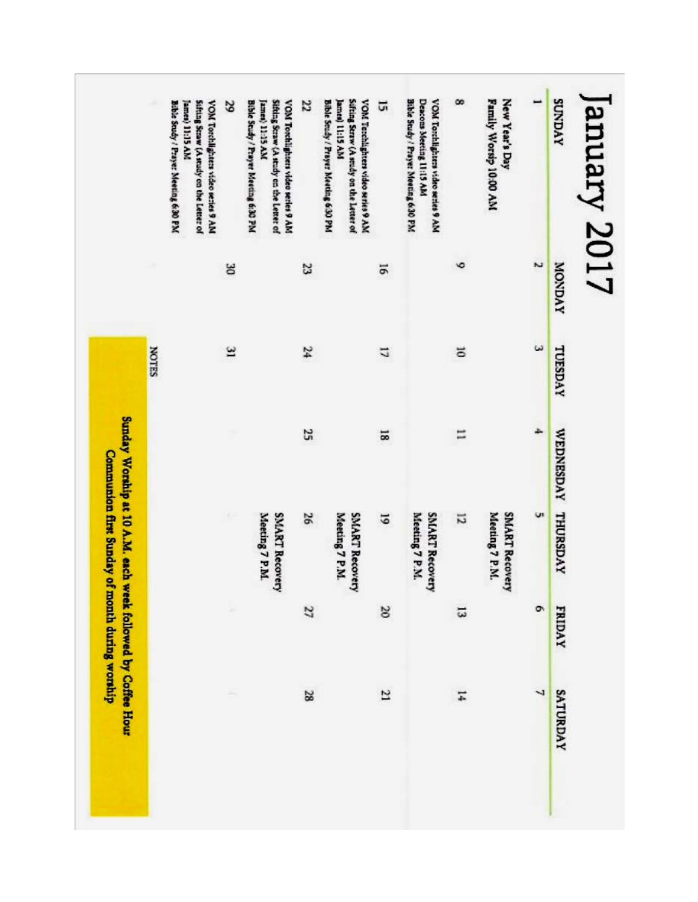# January 2017

| SUNDAY | MONDAY | TUESDAY | WEDNESDAY | THURSDAY | FRIDAY | SATURDAY |
|---|---|---|---|---|---|---|
| 1<br>New Year's Day<br>Family Worsip 10:00 AM | 2 | 3 | 4 | 5<br>SMART Recovery Meeting 7 P.M. | 6 | 7 |
| 8<br>VOM Torchlighters video series 9 AM<br>Deacons Meeting 11:15 AM<br>Bible Study / Prayer Meeting 6:30 PM | 9 | 10 | 11 | 12<br>SMART Recovery Meeting 7 P.M. | 13 | 14 |
| 15<br>VOM Torchlighters video series 9 AM<br>Sifting Straw (A study on the Letter of James) 11:15 AM<br>Bible Study / Prayer Meeting 6:30 PM | 16 | 17 | 18 | 19<br>SMART Recovery Meeting 7 P.M. | 20 | 21 |
| 22<br>VOM Torchlighters video series 9 AM<br>Sifting Straw (A study on the Letter of James) 11:15 AM<br>Bible Study / Prayer Meeting 6:30 PM | 23 | 24 | 25 | 26<br>SMART Recovery Meeting 7 P.M. | 27 | 28 |
| 29<br>VOM Torchlighters video series 9 AM<br>Sifting Straw (A study on the Letter of James) 11:15 AM<br>Bible Study / Prayer Meeting 6:30 PM | 30 | 31 | | | | |

NOTES

**Sunday Worship at 10 A.M. each week followed by Coffee Hour**
**Communion first Sunday of month during worship**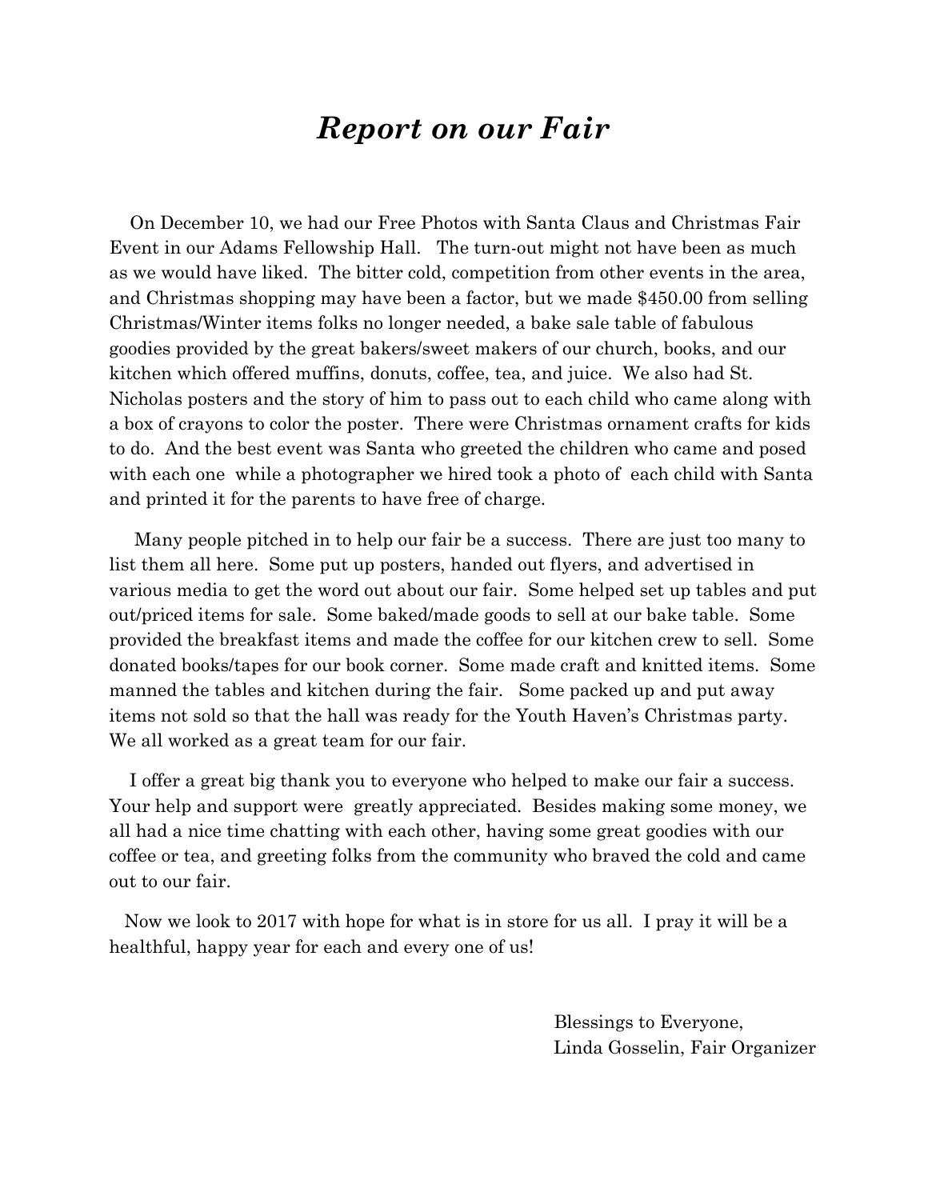# *Report on our Fair*

On December 10, we had our Free Photos with Santa Claus and Christmas Fair Event in our Adams Fellowship Hall. The turn-out might not have been as much as we would have liked. The bitter cold, competition from other events in the area, and Christmas shopping may have been a factor, but we made $450.00 from selling Christmas/Winter items folks no longer needed, a bake sale table of fabulous goodies provided by the great bakers/sweet makers of our church, books, and our kitchen which offered muffins, donuts, coffee, tea, and juice. We also had St. Nicholas posters and the story of him to pass out to each child who came along with a box of crayons to color the poster. There were Christmas ornament crafts for kids to do. And the best event was Santa who greeted the children who came and posed with each one while a photographer we hired took a photo of each child with Santa and printed it for the parents to have free of charge.

Many people pitched in to help our fair be a success. There are just too many to list them all here. Some put up posters, handed out flyers, and advertised in various media to get the word out about our fair. Some helped set up tables and put out/priced items for sale. Some baked/made goods to sell at our bake table. Some provided the breakfast items and made the coffee for our kitchen crew to sell. Some donated books/tapes for our book corner. Some made craft and knitted items. Some manned the tables and kitchen during the fair. Some packed up and put away items not sold so that the hall was ready for the Youth Haven's Christmas party. We all worked as a great team for our fair.

I offer a great big thank you to everyone who helped to make our fair a success. Your help and support were greatly appreciated. Besides making some money, we all had a nice time chatting with each other, having some great goodies with our coffee or tea, and greeting folks from the community who braved the cold and came out to our fair.

Now we look to 2017 with hope for what is in store for us all. I pray it will be a healthful, happy year for each and every one of us!

Blessings to Everyone,
Linda Gosselin, Fair Organizer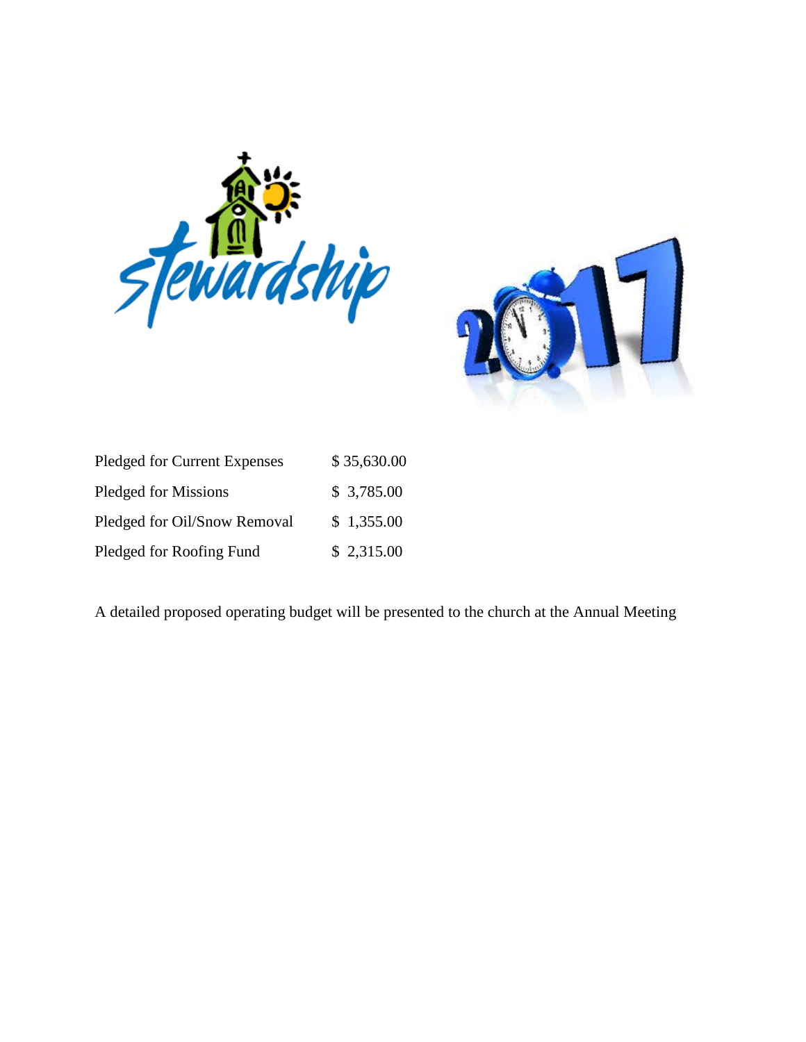stewardship

2017

| | |
|---|---|
| Pledged for Current Expenses | $ 35,630.00 |
| Pledged for Missions | $ 3,785.00 |
| Pledged for Oil/Snow Removal | $ 1,355.00 |
| Pledged for Roofing Fund | $ 2,315.00 |

A detailed proposed operating budget will be presented to the church at the Annual Meeting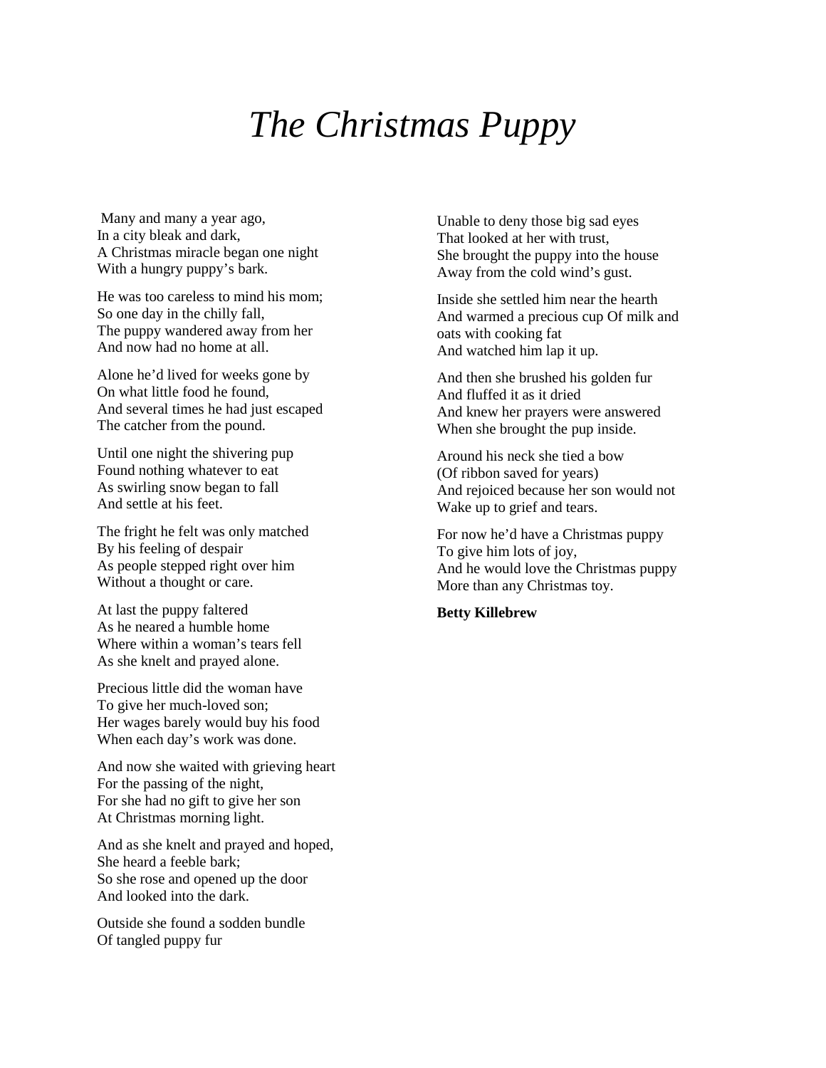# *The Christmas Puppy*

Many and many a year ago,  
In a city bleak and dark,  
A Christmas miracle began one night  
With a hungry puppy's bark.

He was too careless to mind his mom;  
So one day in the chilly fall,  
The puppy wandered away from her  
And now had no home at all.

Alone he'd lived for weeks gone by  
On what little food he found,  
And several times he had just escaped  
The catcher from the pound.

Until one night the shivering pup  
Found nothing whatever to eat  
As swirling snow began to fall  
And settle at his feet.

The fright he felt was only matched  
By his feeling of despair  
As people stepped right over him  
Without a thought or care.

At last the puppy faltered  
As he neared a humble home  
Where within a woman's tears fell  
As she knelt and prayed alone.

Precious little did the woman have  
To give her much-loved son;  
Her wages barely would buy his food  
When each day's work was done.

And now she waited with grieving heart  
For the passing of the night,  
For she had no gift to give her son  
At Christmas morning light.

And as she knelt and prayed and hoped,  
She heard a feeble bark;  
So she rose and opened up the door  
And looked into the dark.

Outside she found a sodden bundle  
Of tangled puppy fur

Unable to deny those big sad eyes  
That looked at her with trust,  
She brought the puppy into the house  
Away from the cold wind's gust.

Inside she settled him near the hearth  
And warmed a precious cup Of milk and  
oats with cooking fat  
And watched him lap it up.

And then she brushed his golden fur  
And fluffed it as it dried  
And knew her prayers were answered  
When she brought the pup inside.

Around his neck she tied a bow  
(Of ribbon saved for years)  
And rejoiced because her son would not  
Wake up to grief and tears.

For now he'd have a Christmas puppy  
To give him lots of joy,  
And he would love the Christmas puppy  
More than any Christmas toy.

**Betty Killebrew**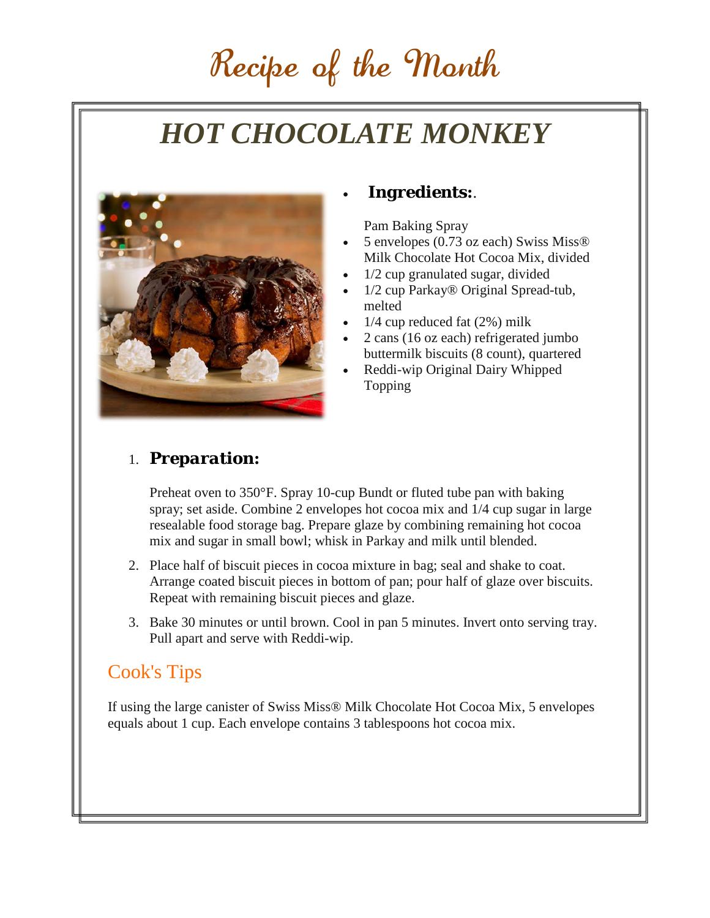# Recipe of the Month

## *HOT CHOCOLATE MONKEY*

- **Ingredients:**.

  Pam Baking Spray
- 5 envelopes (0.73 oz each) Swiss Miss® Milk Chocolate Hot Cocoa Mix, divided
- 1/2 cup granulated sugar, divided
- 1/2 cup Parkay® Original Spread-tub, melted
- 1/4 cup reduced fat (2%) milk
- 2 cans (16 oz each) refrigerated jumbo buttermilk biscuits (8 count), quartered
- Reddi-wip Original Dairy Whipped Topping

1. ***Preparation:***

   Preheat oven to 350°F. Spray 10-cup Bundt or fluted tube pan with baking spray; set aside. Combine 2 envelopes hot cocoa mix and 1/4 cup sugar in large resealable food storage bag. Prepare glaze by combining remaining hot cocoa mix and sugar in small bowl; whisk in Parkay and milk until blended.

2. Place half of biscuit pieces in cocoa mixture in bag; seal and shake to coat. Arrange coated biscuit pieces in bottom of pan; pour half of glaze over biscuits. Repeat with remaining biscuit pieces and glaze.

3. Bake 30 minutes or until brown. Cool in pan 5 minutes. Invert onto serving tray. Pull apart and serve with Reddi-wip.

### Cook's Tips

If using the large canister of Swiss Miss® Milk Chocolate Hot Cocoa Mix, 5 envelopes equals about 1 cup. Each envelope contains 3 tablespoons hot cocoa mix.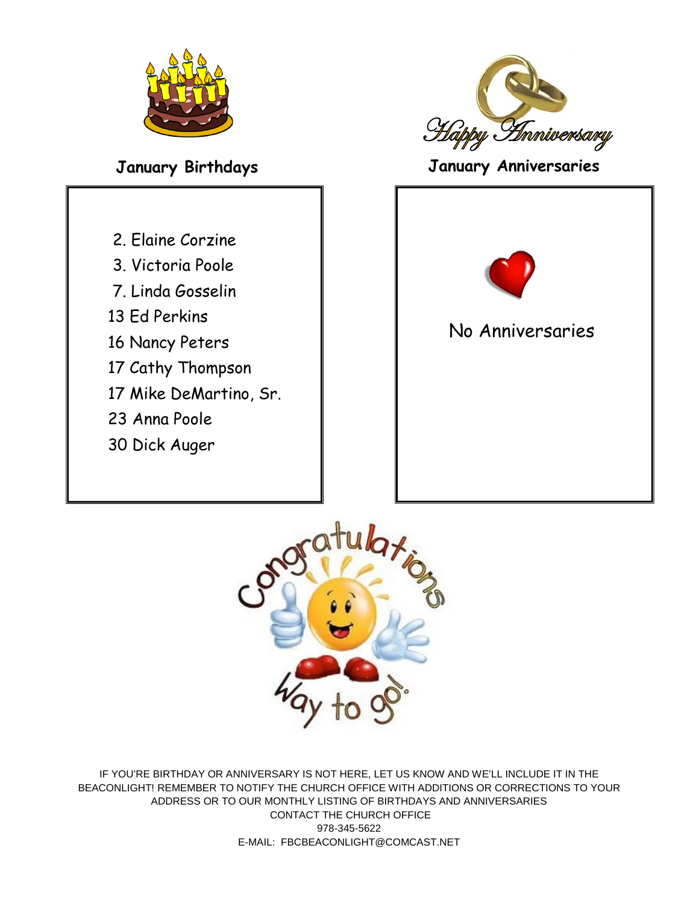## January Birthdays

2. Elaine Corzine
3. Victoria Poole
7. Linda Gosselin
13 Ed Perkins
16 Nancy Peters
17 Cathy Thompson
17 Mike DeMartino, Sr.
23 Anna Poole
30 Dick Auger

## January Anniversaries

No Anniversaries

IF YOU'RE BIRTHDAY OR ANNIVERSARY IS NOT HERE, LET US KNOW AND WE'LL INCLUDE IT IN THE BEACONLIGHT! REMEMBER TO NOTIFY THE CHURCH OFFICE WITH ADDITIONS OR CORRECTIONS TO YOUR ADDRESS OR TO OUR MONTHLY LISTING OF BIRTHDAYS AND ANNIVERSARIES

CONTACT THE CHURCH OFFICE

978-345-5622

E-MAIL: FBCBEACONLIGHT@COMCAST.NET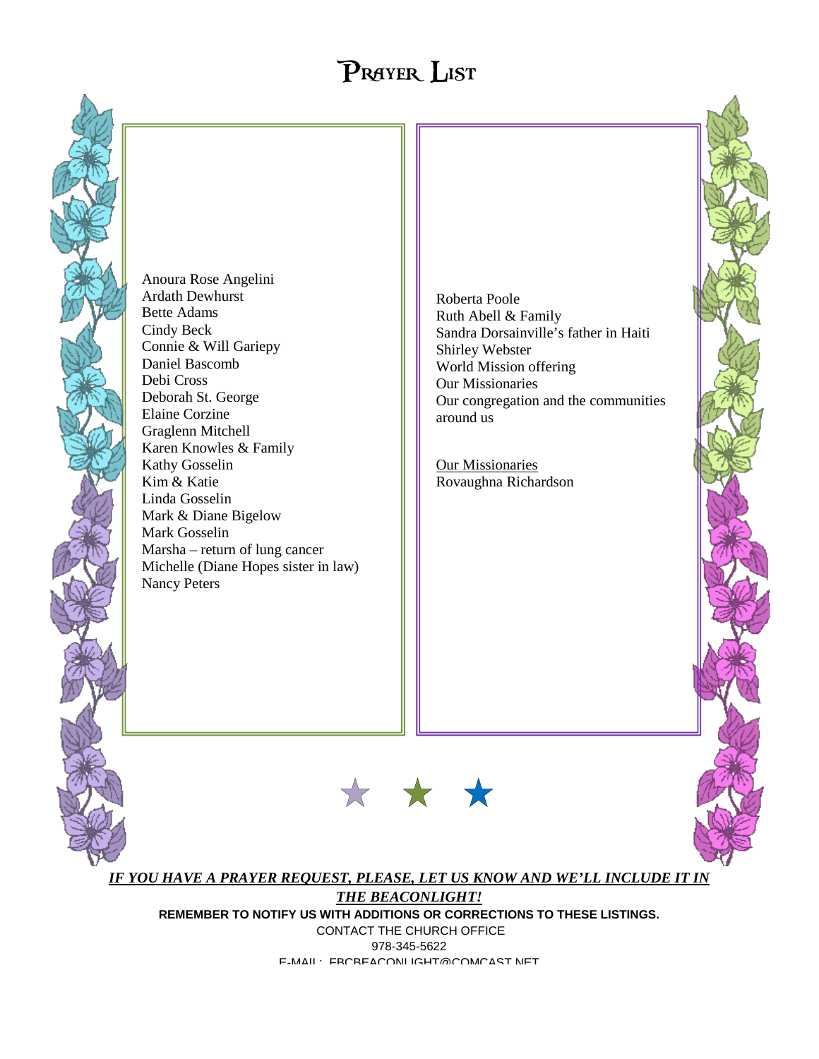# Prayer List

Anoura Rose Angelini
Ardath Dewhurst
Bette Adams
Cindy Beck
Connie & Will Gariepy
Daniel Bascomb
Debi Cross
Deborah St. George
Elaine Corzine
Graglenn Mitchell
Karen Knowles & Family
Kathy Gosselin
Kim & Katie
Linda Gosselin
Mark & Diane Bigelow
Mark Gosselin
Marsha – return of lung cancer
Michelle (Diane Hopes sister in law)
Nancy Peters

Roberta Poole
Ruth Abell & Family
Sandra Dorsainville's father in Haiti
Shirley Webster
World Mission offering
Our Missionaries
Our congregation and the communities around us

<u>Our Missionaries</u>
Rovaughna Richardson

***<u>IF YOU HAVE A PRAYER REQUEST, PLEASE, LET US KNOW AND WE'LL INCLUDE IT IN THE BEACONLIGHT!</u>***

**REMEMBER TO NOTIFY US WITH ADDITIONS OR CORRECTIONS TO THESE LISTINGS.**

CONTACT THE CHURCH OFFICE
978-345-5622
E-MAIL: FBCBEACONLIGHT@COMCAST.NET